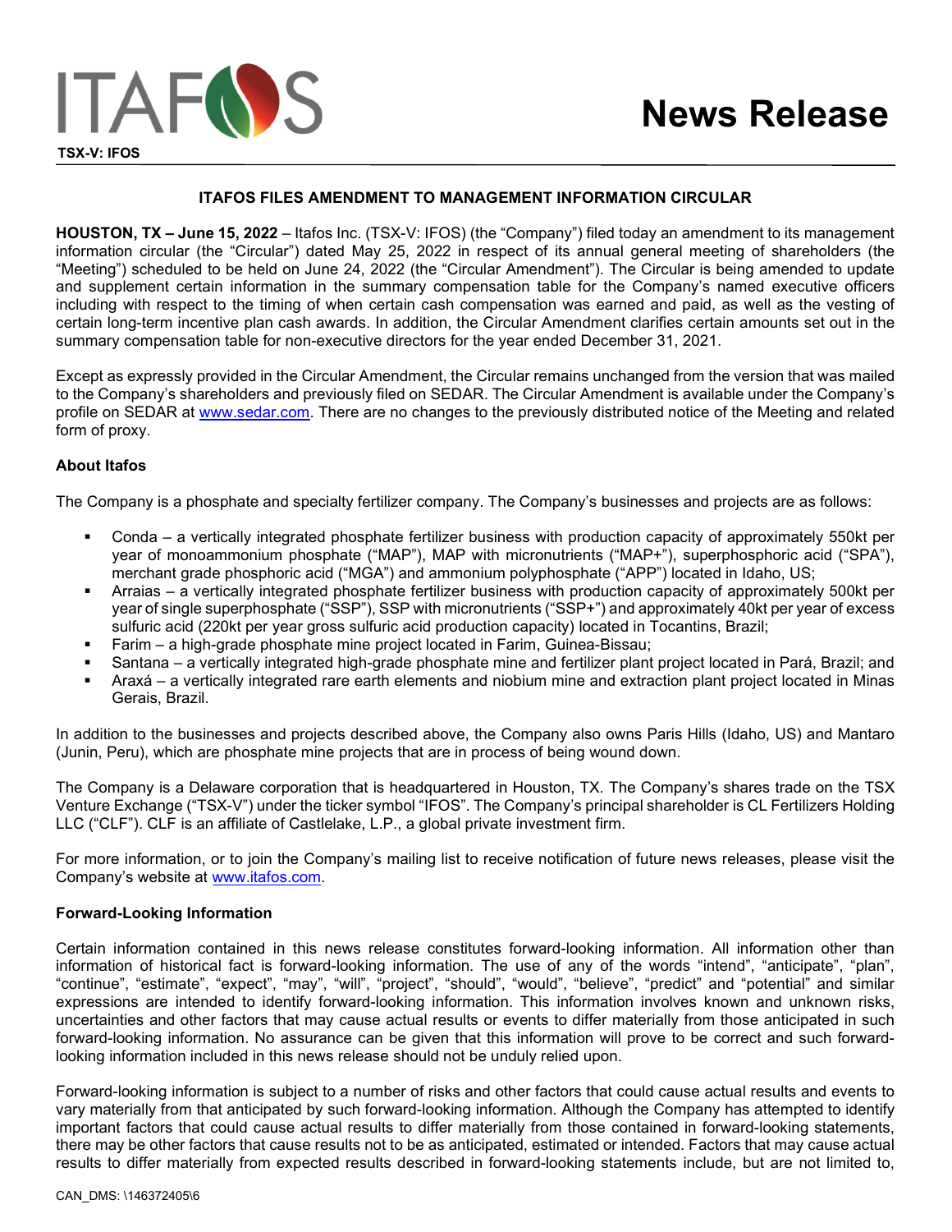TSX-V: IFOS

# News Release

## ITAFOS FILES AMENDMENT TO MANAGEMENT INFORMATION CIRCULAR

**HOUSTON, TX – June 15, 2022** – Itafos Inc. (TSX-V: IFOS) (the "Company") filed today an amendment to its management information circular (the "Circular") dated May 25, 2022 in respect of its annual general meeting of shareholders (the "Meeting") scheduled to be held on June 24, 2022 (the "Circular Amendment"). The Circular is being amended to update and supplement certain information in the summary compensation table for the Company's named executive officers including with respect to the timing of when certain cash compensation was earned and paid, as well as the vesting of certain long-term incentive plan cash awards. In addition, the Circular Amendment clarifies certain amounts set out in the summary compensation table for non-executive directors for the year ended December 31, 2021.

Except as expressly provided in the Circular Amendment, the Circular remains unchanged from the version that was mailed to the Company's shareholders and previously filed on SEDAR. The Circular Amendment is available under the Company's profile on SEDAR at www.sedar.com. There are no changes to the previously distributed notice of the Meeting and related form of proxy.

### About Itafos

The Company is a phosphate and specialty fertilizer company. The Company's businesses and projects are as follows:

- Conda – a vertically integrated phosphate fertilizer business with production capacity of approximately 550kt per year of monoammonium phosphate ("MAP"), MAP with micronutrients ("MAP+"), superphosphoric acid ("SPA"), merchant grade phosphoric acid ("MGA") and ammonium polyphosphate ("APP") located in Idaho, US;
- Arraias – a vertically integrated phosphate fertilizer business with production capacity of approximately 500kt per year of single superphosphate ("SSP"), SSP with micronutrients ("SSP+") and approximately 40kt per year of excess sulfuric acid (220kt per year gross sulfuric acid production capacity) located in Tocantins, Brazil;
- Farim – a high-grade phosphate mine project located in Farim, Guinea-Bissau;
- Santana – a vertically integrated high-grade phosphate mine and fertilizer plant project located in Pará, Brazil; and
- Araxá – a vertically integrated rare earth elements and niobium mine and extraction plant project located in Minas Gerais, Brazil.

In addition to the businesses and projects described above, the Company also owns Paris Hills (Idaho, US) and Mantaro (Junin, Peru), which are phosphate mine projects that are in process of being wound down.

The Company is a Delaware corporation that is headquartered in Houston, TX. The Company's shares trade on the TSX Venture Exchange ("TSX-V") under the ticker symbol "IFOS". The Company's principal shareholder is CL Fertilizers Holding LLC ("CLF"). CLF is an affiliate of Castlelake, L.P., a global private investment firm.

For more information, or to join the Company's mailing list to receive notification of future news releases, please visit the Company's website at www.itafos.com.

### Forward-Looking Information

Certain information contained in this news release constitutes forward-looking information. All information other than information of historical fact is forward-looking information. The use of any of the words "intend", "anticipate", "plan", "continue", "estimate", "expect", "may", "will", "project", "should", "would", "believe", "predict" and "potential" and similar expressions are intended to identify forward-looking information. This information involves known and unknown risks, uncertainties and other factors that may cause actual results or events to differ materially from those anticipated in such forward-looking information. No assurance can be given that this information will prove to be correct and such forward-looking information included in this news release should not be unduly relied upon.

Forward-looking information is subject to a number of risks and other factors that could cause actual results and events to vary materially from that anticipated by such forward-looking information. Although the Company has attempted to identify important factors that could cause actual results to differ materially from those contained in forward-looking statements, there may be other factors that cause results not to be as anticipated, estimated or intended. Factors that may cause actual results to differ materially from expected results described in forward-looking statements include, but are not limited to,

CAN_DMS: \146372405\6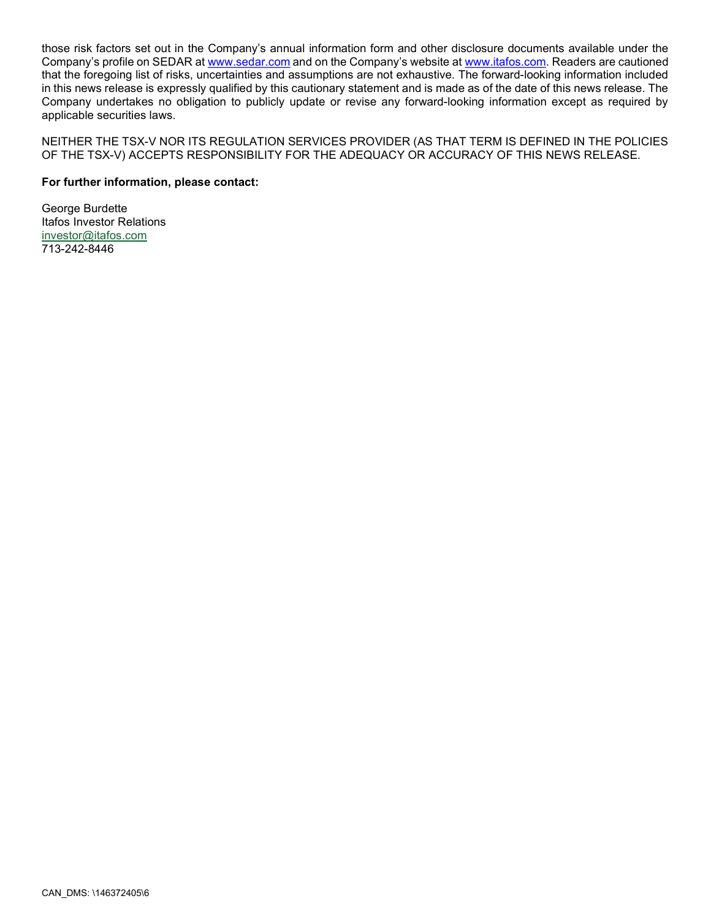those risk factors set out in the Company's annual information form and other disclosure documents available under the Company's profile on SEDAR at www.sedar.com and on the Company's website at www.itafos.com. Readers are cautioned that the foregoing list of risks, uncertainties and assumptions are not exhaustive. The forward-looking information included in this news release is expressly qualified by this cautionary statement and is made as of the date of this news release. The Company undertakes no obligation to publicly update or revise any forward-looking information except as required by applicable securities laws.

NEITHER THE TSX-V NOR ITS REGULATION SERVICES PROVIDER (AS THAT TERM IS DEFINED IN THE POLICIES OF THE TSX-V) ACCEPTS RESPONSIBILITY FOR THE ADEQUACY OR ACCURACY OF THIS NEWS RELEASE.

**For further information, please contact:**

George Burdette
Itafos Investor Relations
investor@itafos.com
713-242-8446

CAN_DMS: \146372405\6